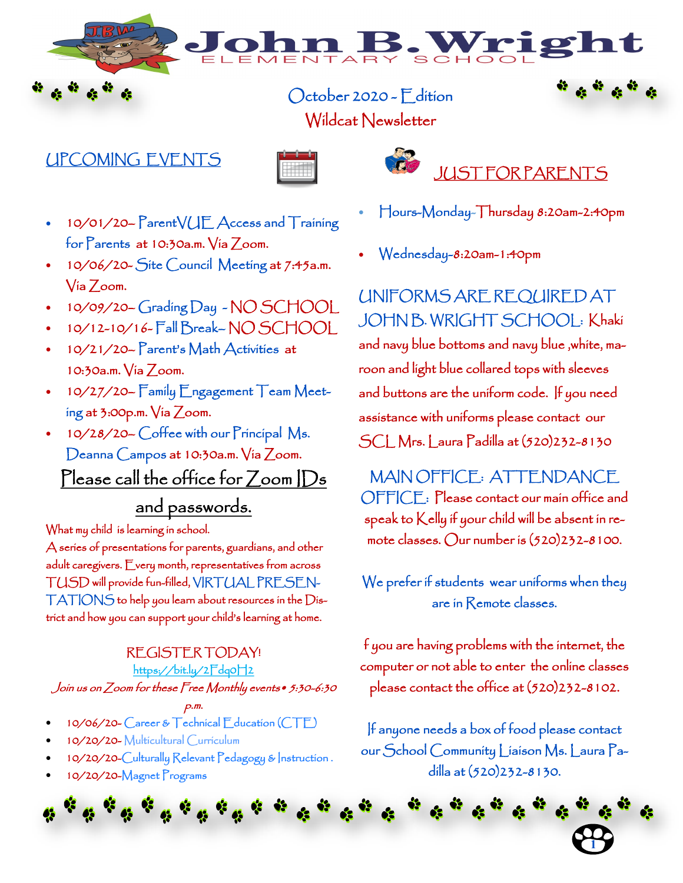# John B. Wright

ELEMENTARY SCHOOL

## October 2020 - Edition
## Wildcat Newsletter

## UPCOMING EVENTS

- 10/01/20– ParentVUE Access and Training for Parents at 10:30a.m. Via Zoom.
- 10/06/20- Site Council Meeting at 7:45a.m. Via Zoom.
- 10/09/20– Grading Day - NO SCHOOL
- 10/12-10/16- Fall Break– NO SCHOOL
- 10/21/20– Parent's Math Activities at 10:30a.m. Via Zoom.
- 10/27/20– Family Engagement Team Meeting at 3:00p.m. Via Zoom.
- 10/28/20– Coffee with our Principal Ms. Deanna Campos at 10:30a.m. Via Zoom.

**Please call the office for Zoom IDs and passwords.**

What my child is learning in school.
A series of presentations for parents, guardians, and other adult caregivers. Every month, representatives from across TUSD will provide fun-filled, VIRTUAL PRESENTATIONS to help you learn about resources in the District and how you can support your child's learning at home.

**REGISTER TODAY!**
https://bit.ly/2Fdq0H2

*Join us on Zoom for these Free Monthly events • 5:30-6:30 p.m.*

- 10/06/20- Career & Technical Education (CTE)
- 10/20/20- Multicultural Curriculum
- 10/20/20-Culturally Relevant Pedagogy & Instruction .
- 10/20/20-Magnet Programs

## JUST FOR PARENTS

- Hours-Monday-Thursday 8:20am-2:40pm
- Wednesday-8:20am-1:40pm

**UNIFORMS ARE REQUIRED AT JOHN B. WRIGHT SCHOOL:** Khaki and navy blue bottoms and navy blue ,white, maroon and light blue collared tops with sleeves and buttons are the uniform code. If you need assistance with uniforms please contact our SCL Mrs. Laura Padilla at (520)232-8130

**MAIN OFFICE: ATTENDANCE OFFICE:** Please contact our main office and speak to Kelly if your child will be absent in remote classes. Our number is (520)232-8100.

We prefer if students wear uniforms when they are in Remote classes.

f you are having problems with the internet, the computer or not able to enter the online classes please contact the office at (520)232-8102.

If anyone needs a box of food please contact our School Community Liaison Ms. Laura Padilla at (520)232-8130.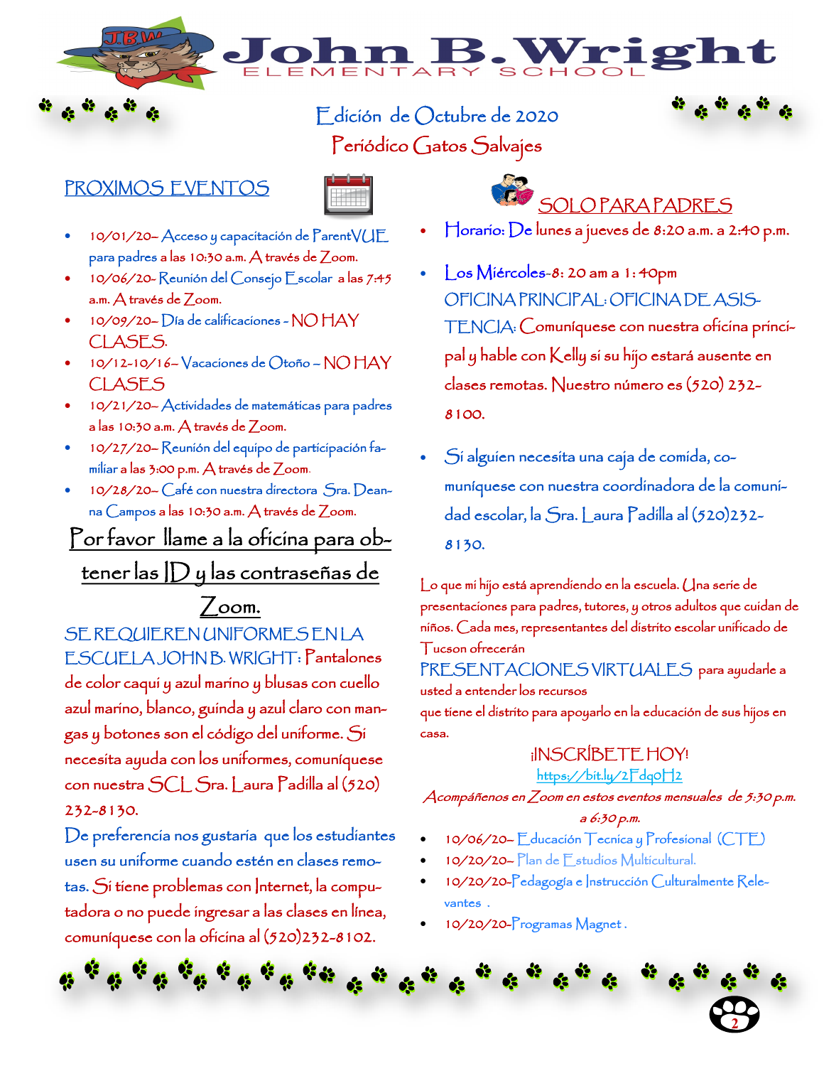# John B. Wright

ELEMENTARY SCHOOL

## Edición de Octubre de 2020

## Periódico Gatos Salvajes

### PROXIMOS EVENTOS

- 10/01/20– Acceso y capacitación de ParentVUE para padres a las 10:30 a.m. A través de Zoom.
- 10/06/20- Reunión del Consejo Escolar a las 7:45 a.m. A través de Zoom.
- 10/09/20– Día de calificaciones - NO HAY CLASES.
- 10/12-10/16– Vacaciones de Otoño – NO HAY CLASES
- 10/21/20– Actividades de matemáticas para padres a las 10:30 a.m. A través de Zoom.
- 10/27/20– Reunión del equipo de participación familiar a las 3:00 p.m. A través de Zoom.
- 10/28/20– Café con nuestra directora Sra. Deanna Campos a las 10:30 a.m. A través de Zoom.

Por favor llame a la oficina para obtener las ID y las contraseñas de Zoom.

SE REQUIEREN UNIFORMES EN LA ESCUELA JOHN B. WRIGHT: Pantalones de color caqui y azul marino y blusas con cuello azul marino, blanco, guinda y azul claro con mangas y botones son el código del uniforme. Si necesita ayuda con los uniformes, comuníquese con nuestra SCL Sra. Laura Padilla al (520) 232-8130.

De preferencia nos gustaría que los estudiantes usen su uniforme cuando estén en clases remotas. Si tiene problemas con Internet, la computadora o no puede ingresar a las clases en línea, comuníquese con la oficina al (520)232-8102.

### SOLO PARA PADRES

- Horario: De lunes a jueves de 8:20 a.m. a 2:40 p.m.
- Los Miércoles-8: 20 am a 1:40pm  
  OFICINA PRINCIPAL: OFICINA DE ASISTENCIA: Comuníquese con nuestra oficina principal y hable con Kelly si su hijo estará ausente en clases remotas. Nuestro número es (520) 232-8100.
- Si alguien necesita una caja de comida, comuníquese con nuestra coordinadora de la comunidad escolar, la Sra. Laura Padilla al (520)232-8130.

Lo que mi hijo está aprendiendo en la escuela. Una serie de presentaciones para padres, tutores, y otros adultos que cuidan de niños. Cada mes, representantes del distrito escolar unificado de Tucson ofrecerán PRESENTACIONES VIRTUALES para ayudarle a usted a entender los recursos que tiene el distrito para apoyarlo en la educación de sus hijos en casa.

¡INSCRÍBETE HOY!

https://bit.ly/2Fdq0H2

*Acompáñenos en Zoom en estos eventos mensuales de 5:30 p.m. a 6:30 p.m.*

- 10/06/20– Educación Tecnica y Profesional (CTE)
- 10/20/20– Plan de Estudios Multicultural.
- 10/20/20-Pedagogía e Instrucción Culturalmente Relevantes .
- 10/20/20-Programas Magnet .